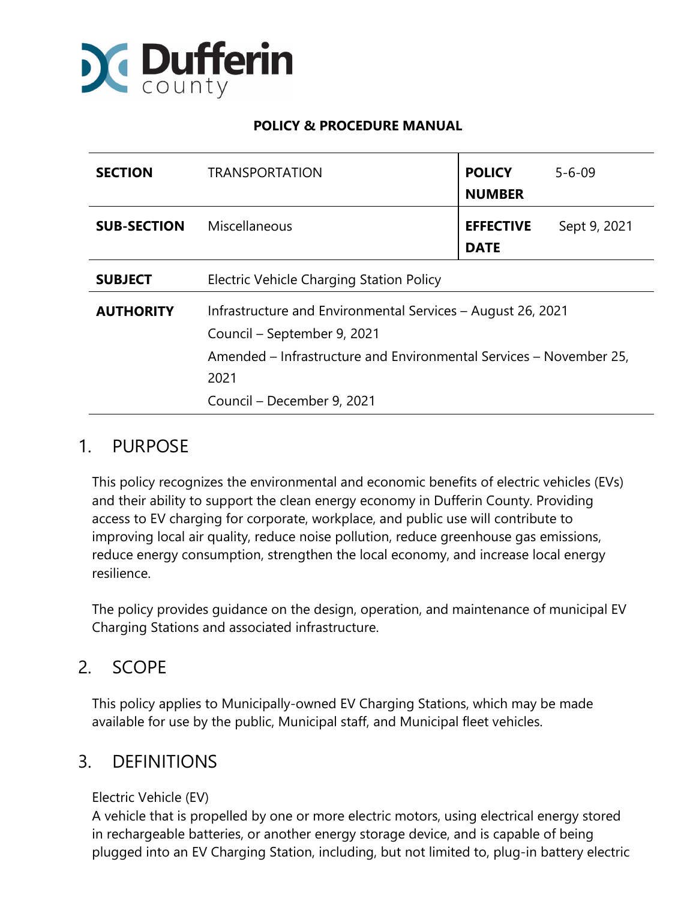Dufferin county

**POLICY & PROCEDURE MANUAL**

| | | | |
|---|---|---|---|
| **SECTION** | TRANSPORTATION | **POLICY NUMBER** | 5-6-09 |
| **SUB-SECTION** | Miscellaneous | **EFFECTIVE DATE** | Sept 9, 2021 |
| **SUBJECT** | Electric Vehicle Charging Station Policy | | |
| **AUTHORITY** | Infrastructure and Environmental Services – August 26, 2021<br>Council – September 9, 2021<br>Amended – Infrastructure and Environmental Services – November 25, 2021<br>Council – December 9, 2021 | | |

# 1. PURPOSE

This policy recognizes the environmental and economic benefits of electric vehicles (EVs) and their ability to support the clean energy economy in Dufferin County. Providing access to EV charging for corporate, workplace, and public use will contribute to improving local air quality, reduce noise pollution, reduce greenhouse gas emissions, reduce energy consumption, strengthen the local economy, and increase local energy resilience.

The policy provides guidance on the design, operation, and maintenance of municipal EV Charging Stations and associated infrastructure.

# 2. SCOPE

This policy applies to Municipally-owned EV Charging Stations, which may be made available for use by the public, Municipal staff, and Municipal fleet vehicles.

# 3. DEFINITIONS

Electric Vehicle (EV)
A vehicle that is propelled by one or more electric motors, using electrical energy stored in rechargeable batteries, or another energy storage device, and is capable of being plugged into an EV Charging Station, including, but not limited to, plug-in battery electric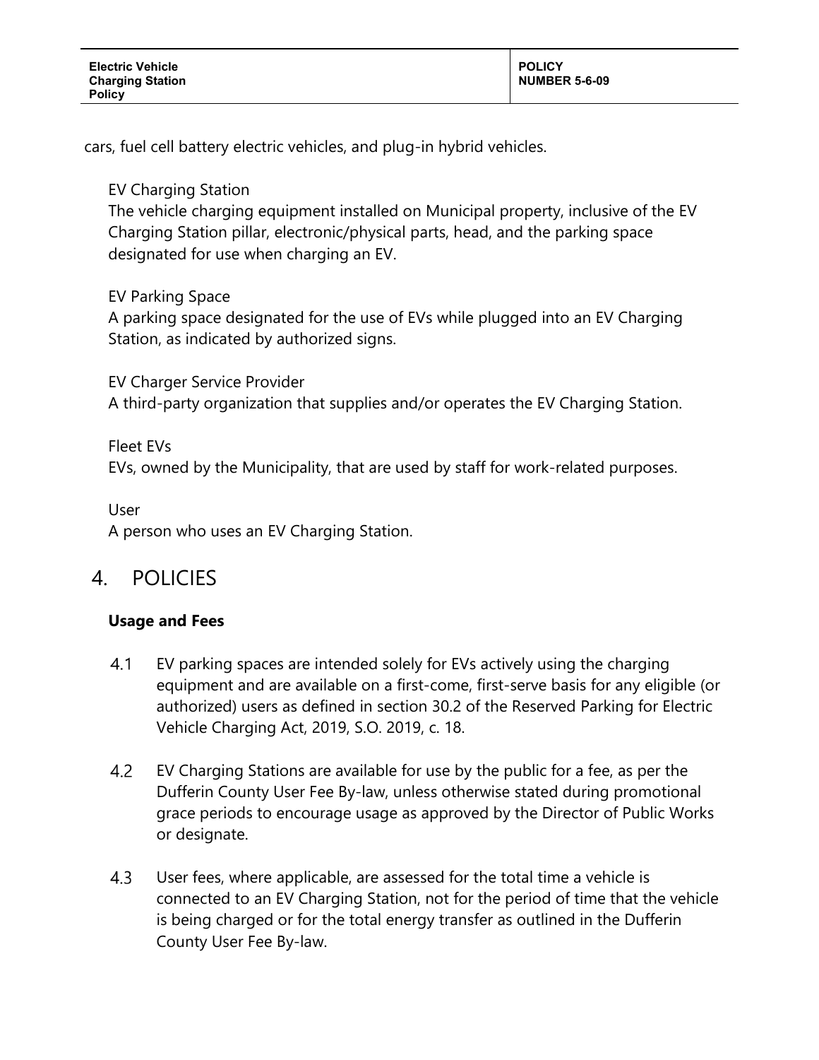cars, fuel cell battery electric vehicles, and plug-in hybrid vehicles.

EV Charging Station
The vehicle charging equipment installed on Municipal property, inclusive of the EV Charging Station pillar, electronic/physical parts, head, and the parking space designated for use when charging an EV.

EV Parking Space
A parking space designated for the use of EVs while plugged into an EV Charging Station, as indicated by authorized signs.

EV Charger Service Provider
A third-party organization that supplies and/or operates the EV Charging Station.

Fleet EVs
EVs, owned by the Municipality, that are used by staff for work-related purposes.

User
A person who uses an EV Charging Station.

## 4. POLICIES

**Usage and Fees**

4.1 EV parking spaces are intended solely for EVs actively using the charging equipment and are available on a first-come, first-serve basis for any eligible (or authorized) users as defined in section 30.2 of the Reserved Parking for Electric Vehicle Charging Act, 2019, S.O. 2019, c. 18.

4.2 EV Charging Stations are available for use by the public for a fee, as per the Dufferin County User Fee By-law, unless otherwise stated during promotional grace periods to encourage usage as approved by the Director of Public Works or designate.

4.3 User fees, where applicable, are assessed for the total time a vehicle is connected to an EV Charging Station, not for the period of time that the vehicle is being charged or for the total energy transfer as outlined in the Dufferin County User Fee By-law.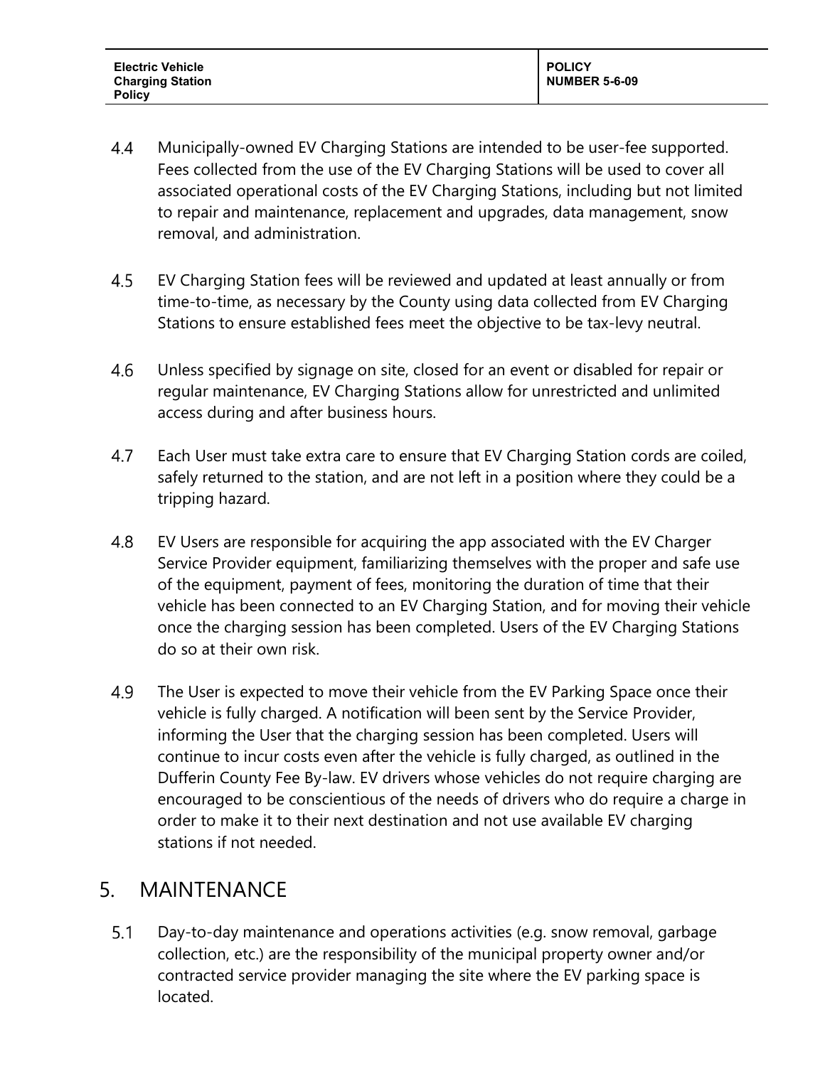4.4 Municipally-owned EV Charging Stations are intended to be user-fee supported. Fees collected from the use of the EV Charging Stations will be used to cover all associated operational costs of the EV Charging Stations, including but not limited to repair and maintenance, replacement and upgrades, data management, snow removal, and administration.

4.5 EV Charging Station fees will be reviewed and updated at least annually or from time-to-time, as necessary by the County using data collected from EV Charging Stations to ensure established fees meet the objective to be tax-levy neutral.

4.6 Unless specified by signage on site, closed for an event or disabled for repair or regular maintenance, EV Charging Stations allow for unrestricted and unlimited access during and after business hours.

4.7 Each User must take extra care to ensure that EV Charging Station cords are coiled, safely returned to the station, and are not left in a position where they could be a tripping hazard.

4.8 EV Users are responsible for acquiring the app associated with the EV Charger Service Provider equipment, familiarizing themselves with the proper and safe use of the equipment, payment of fees, monitoring the duration of time that their vehicle has been connected to an EV Charging Station, and for moving their vehicle once the charging session has been completed. Users of the EV Charging Stations do so at their own risk.

4.9 The User is expected to move their vehicle from the EV Parking Space once their vehicle is fully charged. A notification will been sent by the Service Provider, informing the User that the charging session has been completed. Users will continue to incur costs even after the vehicle is fully charged, as outlined in the Dufferin County Fee By-law. EV drivers whose vehicles do not require charging are encouraged to be conscientious of the needs of drivers who do require a charge in order to make it to their next destination and not use available EV charging stations if not needed.

## 5. MAINTENANCE

5.1 Day-to-day maintenance and operations activities (e.g. snow removal, garbage collection, etc.) are the responsibility of the municipal property owner and/or contracted service provider managing the site where the EV parking space is located.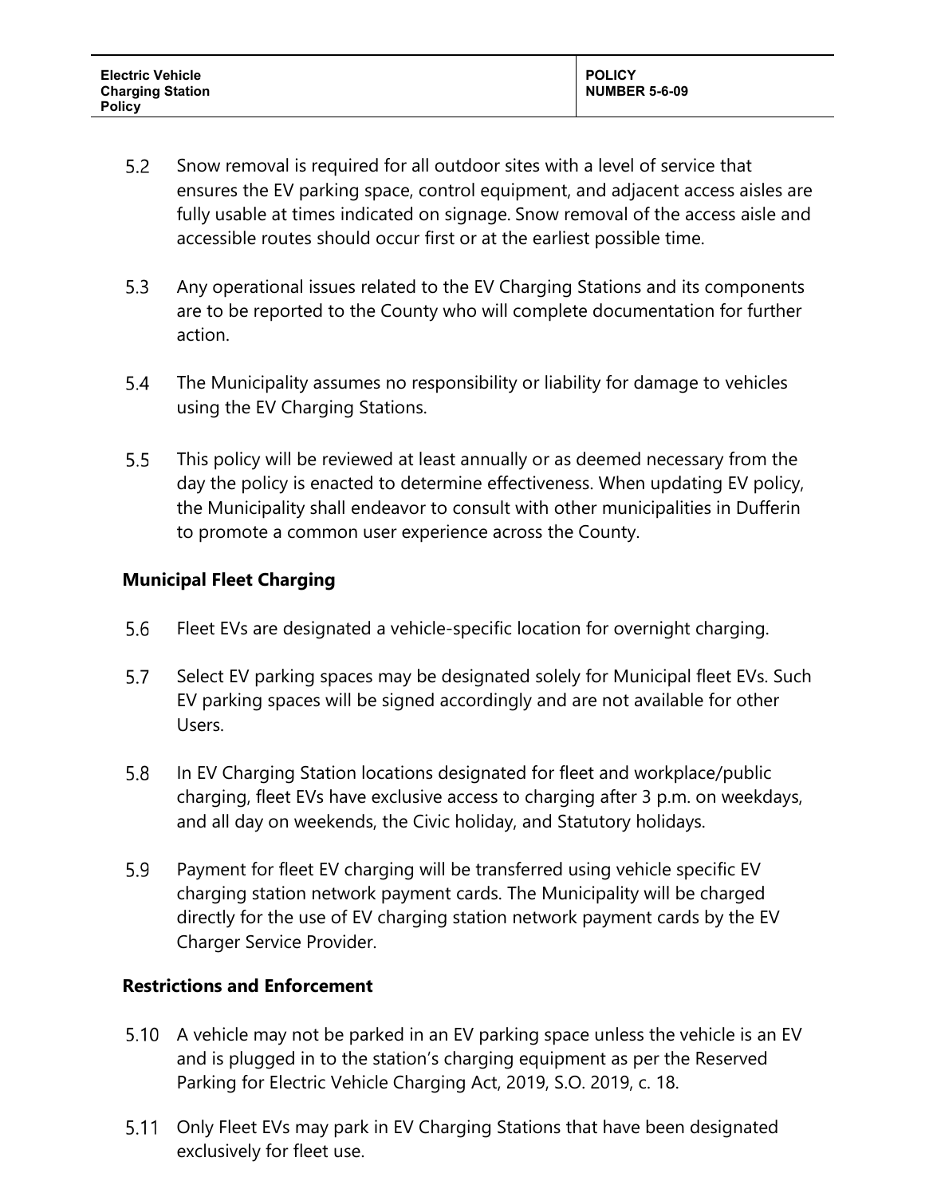5.2 Snow removal is required for all outdoor sites with a level of service that ensures the EV parking space, control equipment, and adjacent access aisles are fully usable at times indicated on signage. Snow removal of the access aisle and accessible routes should occur first or at the earliest possible time.

5.3 Any operational issues related to the EV Charging Stations and its components are to be reported to the County who will complete documentation for further action.

5.4 The Municipality assumes no responsibility or liability for damage to vehicles using the EV Charging Stations.

5.5 This policy will be reviewed at least annually or as deemed necessary from the day the policy is enacted to determine effectiveness. When updating EV policy, the Municipality shall endeavor to consult with other municipalities in Dufferin to promote a common user experience across the County.

**Municipal Fleet Charging**

5.6 Fleet EVs are designated a vehicle-specific location for overnight charging.

5.7 Select EV parking spaces may be designated solely for Municipal fleet EVs. Such EV parking spaces will be signed accordingly and are not available for other Users.

5.8 In EV Charging Station locations designated for fleet and workplace/public charging, fleet EVs have exclusive access to charging after 3 p.m. on weekdays, and all day on weekends, the Civic holiday, and Statutory holidays.

5.9 Payment for fleet EV charging will be transferred using vehicle specific EV charging station network payment cards. The Municipality will be charged directly for the use of EV charging station network payment cards by the EV Charger Service Provider.

**Restrictions and Enforcement**

5.10 A vehicle may not be parked in an EV parking space unless the vehicle is an EV and is plugged in to the station's charging equipment as per the Reserved Parking for Electric Vehicle Charging Act, 2019, S.O. 2019, c. 18.

5.11 Only Fleet EVs may park in EV Charging Stations that have been designated exclusively for fleet use.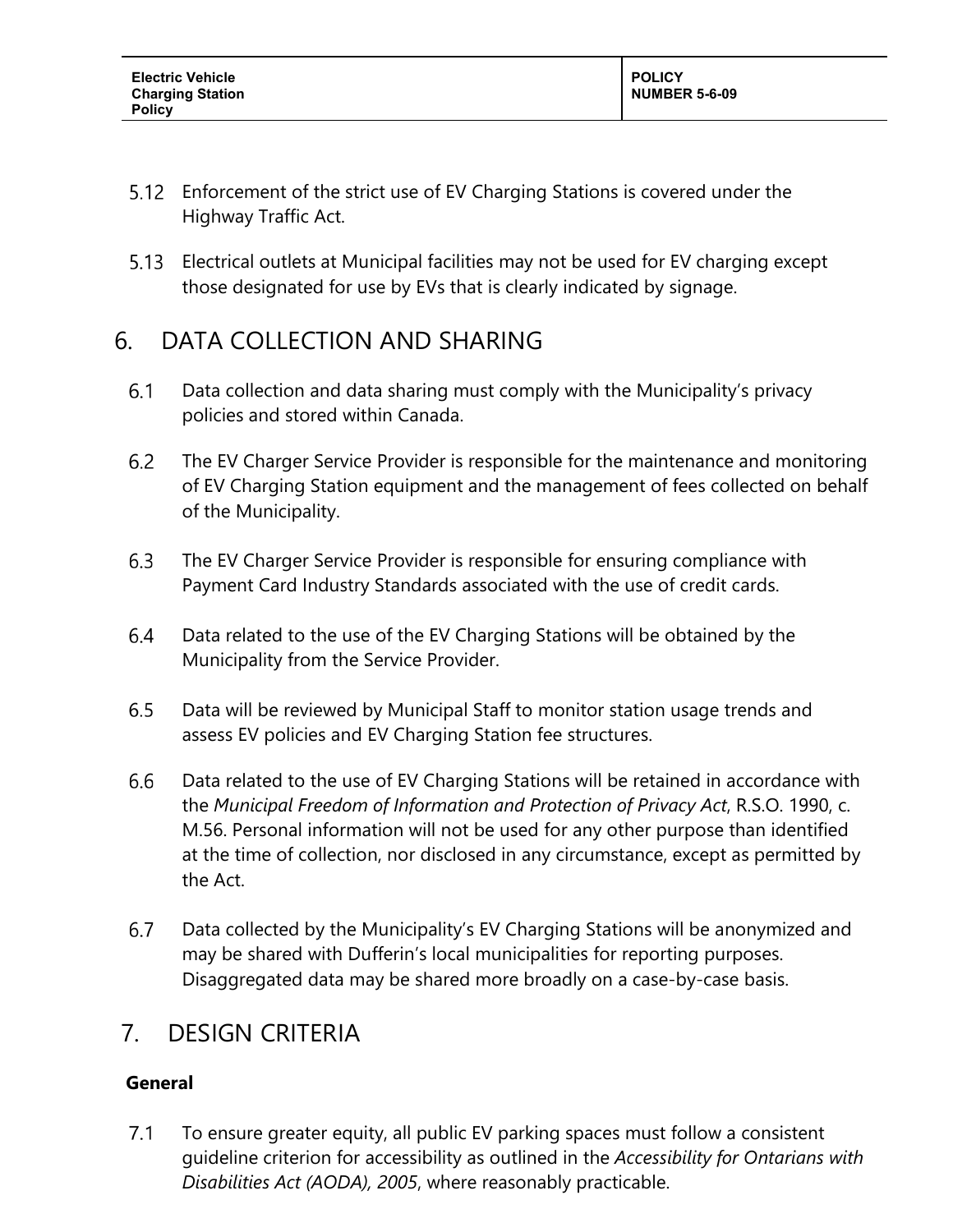5.12 Enforcement of the strict use of EV Charging Stations is covered under the Highway Traffic Act.

5.13 Electrical outlets at Municipal facilities may not be used for EV charging except those designated for use by EVs that is clearly indicated by signage.

## 6. DATA COLLECTION AND SHARING

6.1 Data collection and data sharing must comply with the Municipality's privacy policies and stored within Canada.

6.2 The EV Charger Service Provider is responsible for the maintenance and monitoring of EV Charging Station equipment and the management of fees collected on behalf of the Municipality.

6.3 The EV Charger Service Provider is responsible for ensuring compliance with Payment Card Industry Standards associated with the use of credit cards.

6.4 Data related to the use of the EV Charging Stations will be obtained by the Municipality from the Service Provider.

6.5 Data will be reviewed by Municipal Staff to monitor station usage trends and assess EV policies and EV Charging Station fee structures.

6.6 Data related to the use of EV Charging Stations will be retained in accordance with the *Municipal Freedom of Information and Protection of Privacy Act*, R.S.O. 1990, c. M.56. Personal information will not be used for any other purpose than identified at the time of collection, nor disclosed in any circumstance, except as permitted by the Act.

6.7 Data collected by the Municipality's EV Charging Stations will be anonymized and may be shared with Dufferin's local municipalities for reporting purposes. Disaggregated data may be shared more broadly on a case-by-case basis.

## 7. DESIGN CRITERIA

**General**

7.1 To ensure greater equity, all public EV parking spaces must follow a consistent guideline criterion for accessibility as outlined in the *Accessibility for Ontarians with Disabilities Act (AODA), 2005*, where reasonably practicable.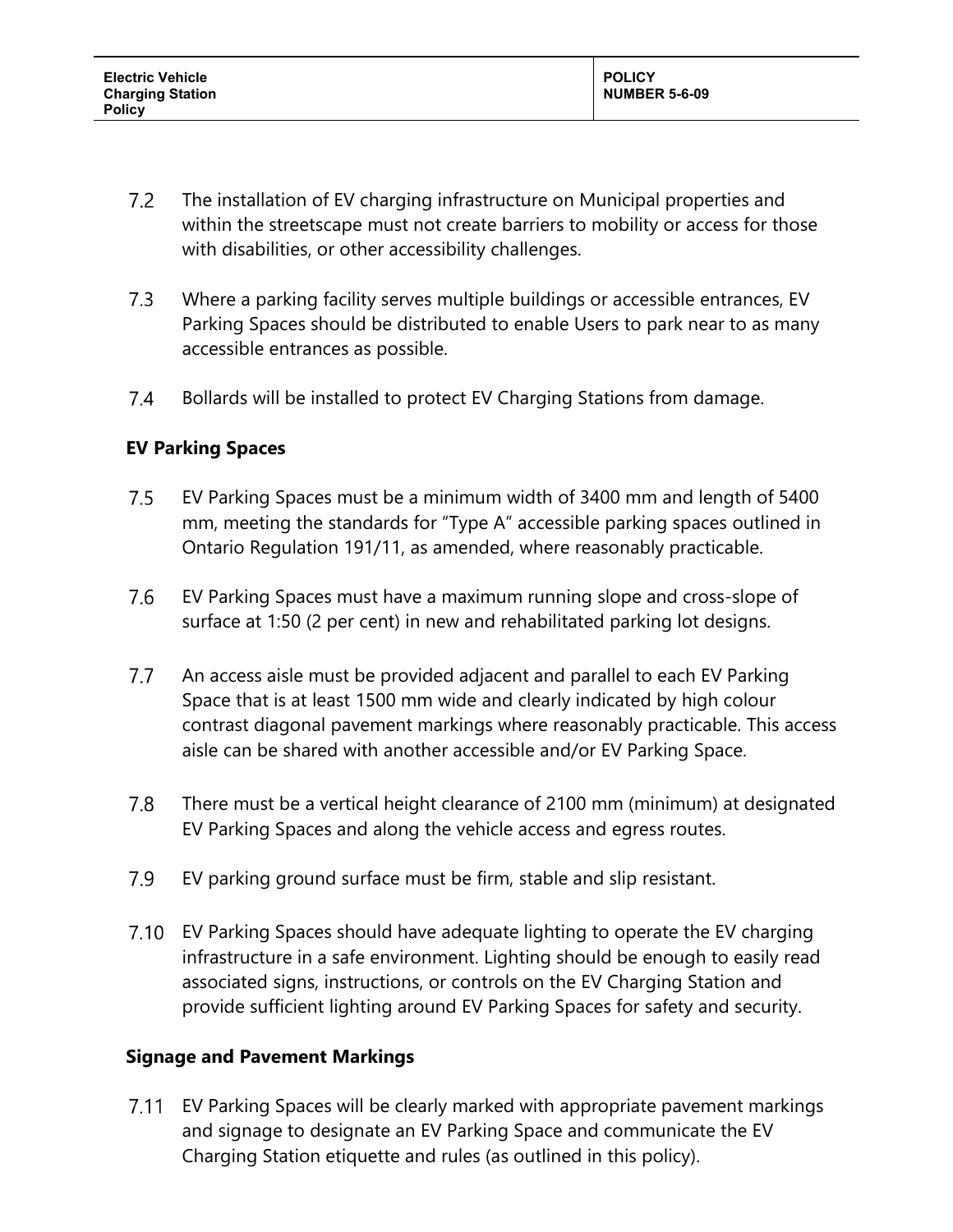7.2 The installation of EV charging infrastructure on Municipal properties and within the streetscape must not create barriers to mobility or access for those with disabilities, or other accessibility challenges.

7.3 Where a parking facility serves multiple buildings or accessible entrances, EV Parking Spaces should be distributed to enable Users to park near to as many accessible entrances as possible.

7.4 Bollards will be installed to protect EV Charging Stations from damage.

**EV Parking Spaces**

7.5 EV Parking Spaces must be a minimum width of 3400 mm and length of 5400 mm, meeting the standards for "Type A" accessible parking spaces outlined in Ontario Regulation 191/11, as amended, where reasonably practicable.

7.6 EV Parking Spaces must have a maximum running slope and cross-slope of surface at 1:50 (2 per cent) in new and rehabilitated parking lot designs.

7.7 An access aisle must be provided adjacent and parallel to each EV Parking Space that is at least 1500 mm wide and clearly indicated by high colour contrast diagonal pavement markings where reasonably practicable. This access aisle can be shared with another accessible and/or EV Parking Space.

7.8 There must be a vertical height clearance of 2100 mm (minimum) at designated EV Parking Spaces and along the vehicle access and egress routes.

7.9 EV parking ground surface must be firm, stable and slip resistant.

7.10 EV Parking Spaces should have adequate lighting to operate the EV charging infrastructure in a safe environment. Lighting should be enough to easily read associated signs, instructions, or controls on the EV Charging Station and provide sufficient lighting around EV Parking Spaces for safety and security.

**Signage and Pavement Markings**

7.11 EV Parking Spaces will be clearly marked with appropriate pavement markings and signage to designate an EV Parking Space and communicate the EV Charging Station etiquette and rules (as outlined in this policy).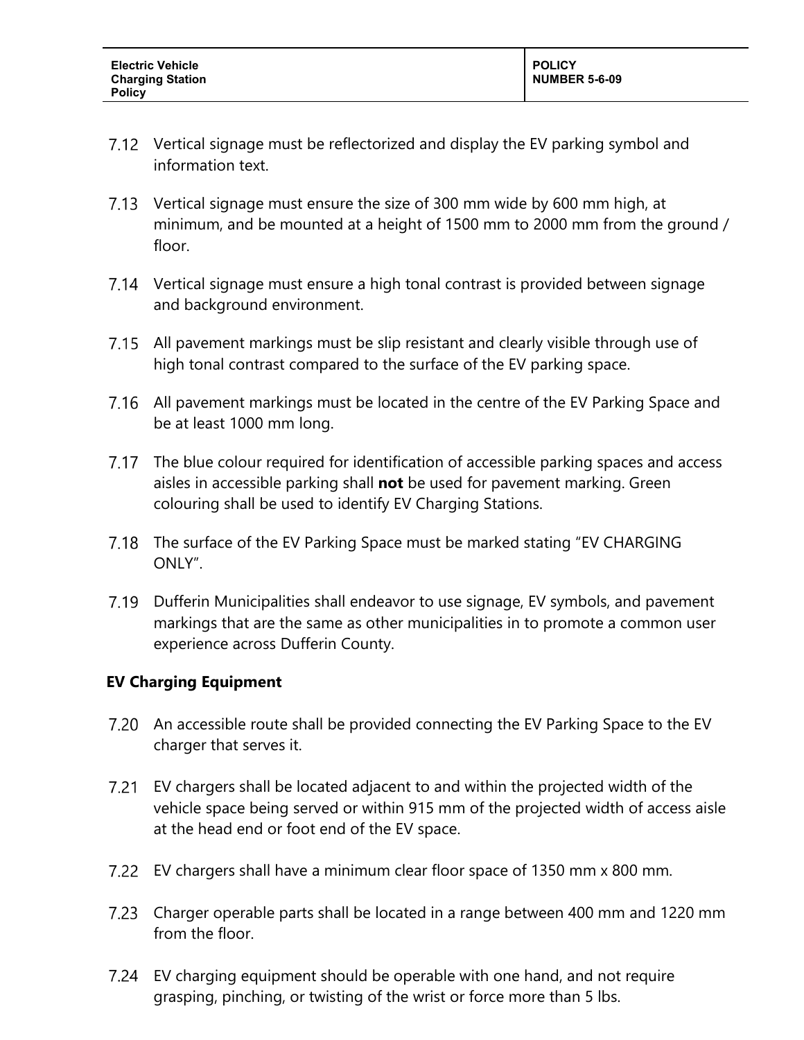7.12 Vertical signage must be reflectorized and display the EV parking symbol and information text.

7.13 Vertical signage must ensure the size of 300 mm wide by 600 mm high, at minimum, and be mounted at a height of 1500 mm to 2000 mm from the ground / floor.

7.14 Vertical signage must ensure a high tonal contrast is provided between signage and background environment.

7.15 All pavement markings must be slip resistant and clearly visible through use of high tonal contrast compared to the surface of the EV parking space.

7.16 All pavement markings must be located in the centre of the EV Parking Space and be at least 1000 mm long.

7.17 The blue colour required for identification of accessible parking spaces and access aisles in accessible parking shall **not** be used for pavement marking. Green colouring shall be used to identify EV Charging Stations.

7.18 The surface of the EV Parking Space must be marked stating "EV CHARGING ONLY".

7.19 Dufferin Municipalities shall endeavor to use signage, EV symbols, and pavement markings that are the same as other municipalities in to promote a common user experience across Dufferin County.

**EV Charging Equipment**

7.20 An accessible route shall be provided connecting the EV Parking Space to the EV charger that serves it.

7.21 EV chargers shall be located adjacent to and within the projected width of the vehicle space being served or within 915 mm of the projected width of access aisle at the head end or foot end of the EV space.

7.22 EV chargers shall have a minimum clear floor space of 1350 mm x 800 mm.

7.23 Charger operable parts shall be located in a range between 400 mm and 1220 mm from the floor.

7.24 EV charging equipment should be operable with one hand, and not require grasping, pinching, or twisting of the wrist or force more than 5 lbs.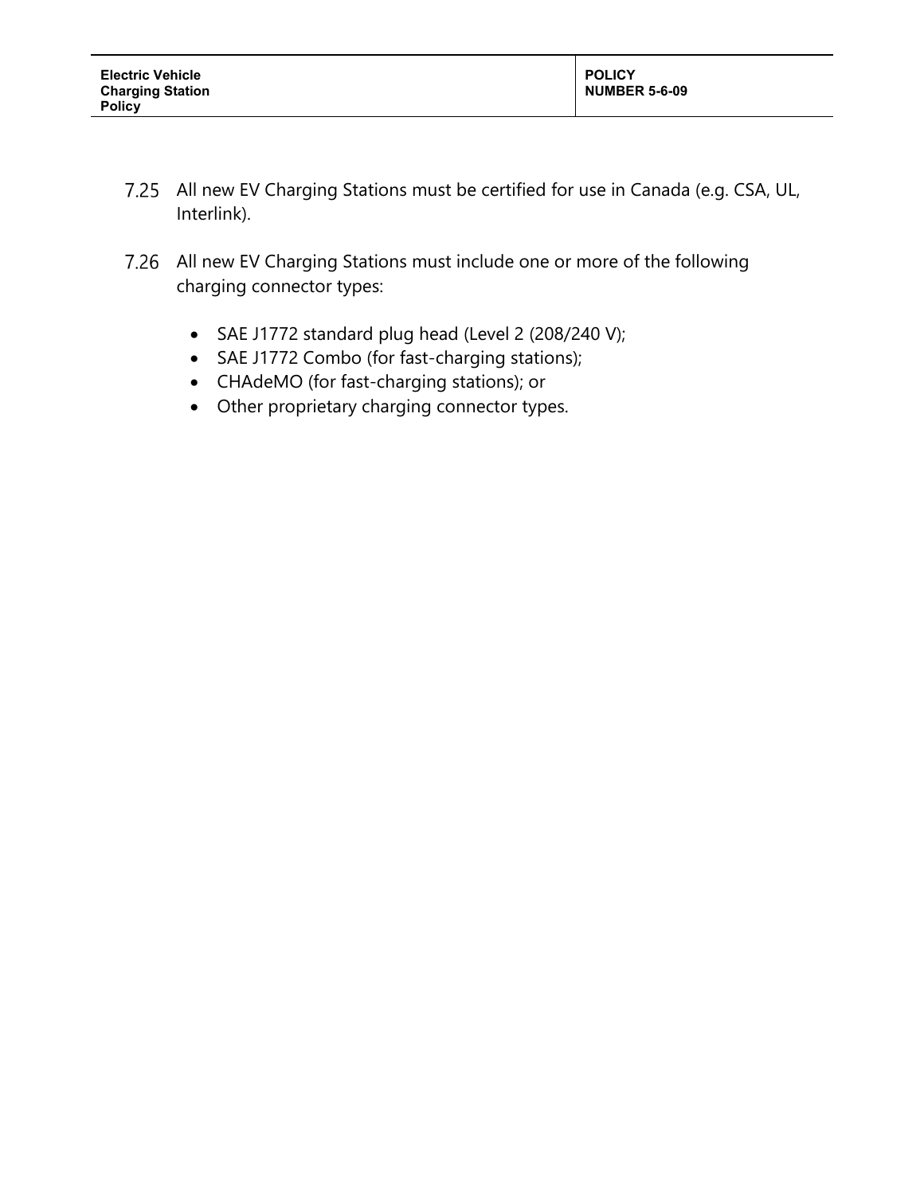7.25 All new EV Charging Stations must be certified for use in Canada (e.g. CSA, UL, Interlink).

7.26 All new EV Charging Stations must include one or more of the following charging connector types:

- SAE J1772 standard plug head (Level 2 (208/240 V);
- SAE J1772 Combo (for fast-charging stations);
- CHAdeMO (for fast-charging stations); or
- Other proprietary charging connector types.